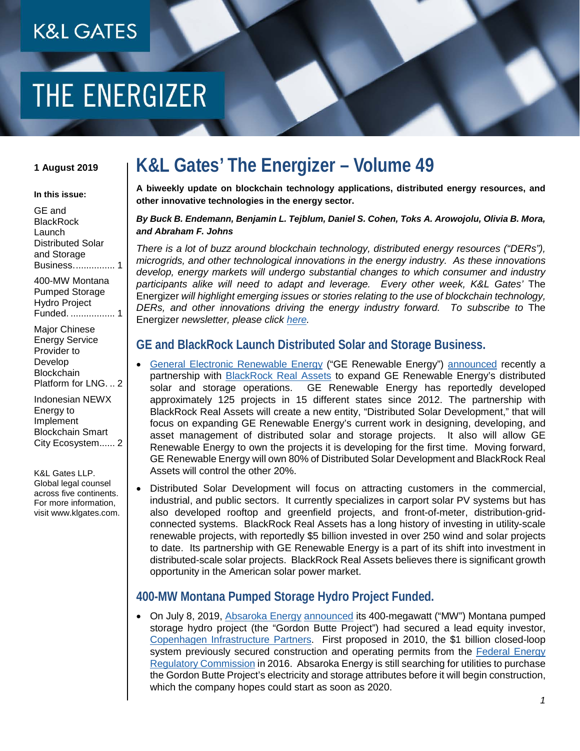# THE ENERGIZER

**1 August 2019**

**In this issue:**

GE and BlackRock Launch Distributed Solar and Storage Business................ 1

400-MW Montana Pumped Storage Hydro Project Funded. ................. 1

Major Chinese Energy Service Provider to Develop Blockchain Platform for LNG. .. 2

Indonesian NEWX Energy to Implement Blockchain Smart City Ecosystem...... 2

K&L Gates LLP. Global legal counsel across five continents. For more information, visit www.klgates.com.

# K&L Gates' The Energizer – Volume 49

**A biweekly update on blockchain technology applications, distributed energy resources, and other innovative technologies in the energy sector.**

***By Buck B. Endemann, Benjamin L. Tejblum, Daniel S. Cohen, Toks A. Arowojolu, Olivia B. Mora, and Abraham F. Johns***

*There is a lot of buzz around blockchain technology, distributed energy resources ("DERs"), microgrids, and other technological innovations in the energy industry. As these innovations develop, energy markets will undergo substantial changes to which consumer and industry participants alike will need to adapt and leverage. Every other week, K&L Gates'* The Energizer *will highlight emerging issues or stories relating to the use of blockchain technology, DERs, and other innovations driving the energy industry forward. To subscribe to* The Energizer *newsletter, please click here.*

## GE and BlackRock Launch Distributed Solar and Storage Business.

- General Electronic Renewable Energy ("GE Renewable Energy") announced recently a partnership with BlackRock Real Assets to expand GE Renewable Energy's distributed solar and storage operations. GE Renewable Energy has reportedly developed approximately 125 projects in 15 different states since 2012. The partnership with BlackRock Real Assets will create a new entity, "Distributed Solar Development," that will focus on expanding GE Renewable Energy's current work in designing, developing, and asset management of distributed solar and storage projects. It also will allow GE Renewable Energy to own the projects it is developing for the first time. Moving forward, GE Renewable Energy will own 80% of Distributed Solar Development and BlackRock Real Assets will control the other 20%.
- Distributed Solar Development will focus on attracting customers in the commercial, industrial, and public sectors. It currently specializes in carport solar PV systems but has also developed rooftop and greenfield projects, and front-of-meter, distribution-grid-connected systems. BlackRock Real Assets has a long history of investing in utility-scale renewable projects, with reportedly $5 billion invested in over 250 wind and solar projects to date. Its partnership with GE Renewable Energy is a part of its shift into investment in distributed-scale solar projects. BlackRock Real Assets believes there is significant growth opportunity in the American solar power market.

## 400-MW Montana Pumped Storage Hydro Project Funded.

- On July 8, 2019, Absaroka Energy announced its 400-megawatt ("MW") Montana pumped storage hydro project (the "Gordon Butte Project") had secured a lead equity investor, Copenhagen Infrastructure Partners. First proposed in 2010, the $1 billion closed-loop system previously secured construction and operating permits from the Federal Energy Regulatory Commission in 2016. Absaroka Energy is still searching for utilities to purchase the Gordon Butte Project's electricity and storage attributes before it will begin construction, which the company hopes could start as soon as 2020.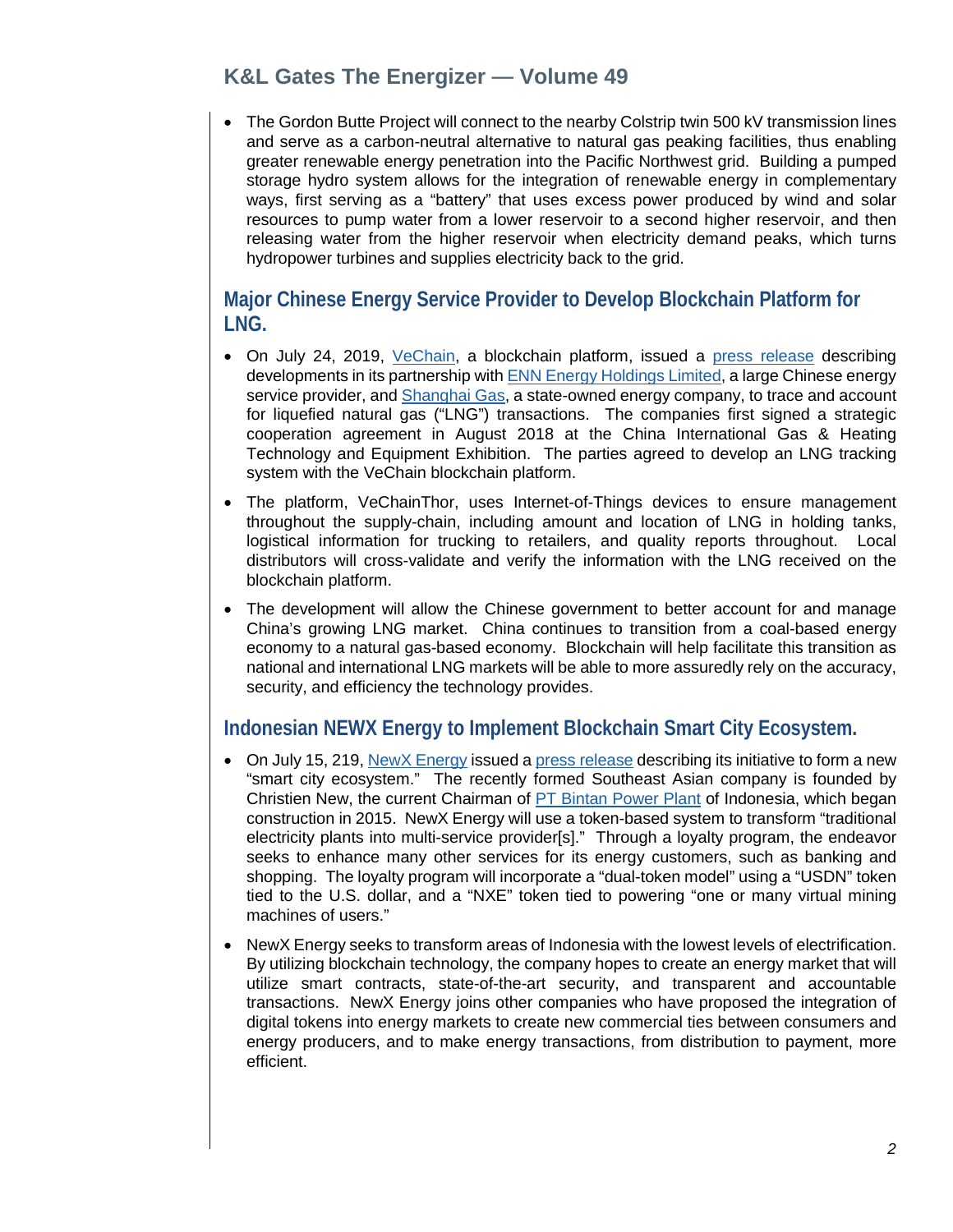- The Gordon Butte Project will connect to the nearby Colstrip twin 500 kV transmission lines and serve as a carbon-neutral alternative to natural gas peaking facilities, thus enabling greater renewable energy penetration into the Pacific Northwest grid. Building a pumped storage hydro system allows for the integration of renewable energy in complementary ways, first serving as a "battery" that uses excess power produced by wind and solar resources to pump water from a lower reservoir to a second higher reservoir, and then releasing water from the higher reservoir when electricity demand peaks, which turns hydropower turbines and supplies electricity back to the grid.

## Major Chinese Energy Service Provider to Develop Blockchain Platform for LNG.

- On July 24, 2019, VeChain, a blockchain platform, issued a press release describing developments in its partnership with ENN Energy Holdings Limited, a large Chinese energy service provider, and Shanghai Gas, a state-owned energy company, to trace and account for liquefied natural gas ("LNG") transactions. The companies first signed a strategic cooperation agreement in August 2018 at the China International Gas & Heating Technology and Equipment Exhibition. The parties agreed to develop an LNG tracking system with the VeChain blockchain platform.
- The platform, VeChainThor, uses Internet-of-Things devices to ensure management throughout the supply-chain, including amount and location of LNG in holding tanks, logistical information for trucking to retailers, and quality reports throughout. Local distributors will cross-validate and verify the information with the LNG received on the blockchain platform.
- The development will allow the Chinese government to better account for and manage China's growing LNG market. China continues to transition from a coal-based energy economy to a natural gas-based economy. Blockchain will help facilitate this transition as national and international LNG markets will be able to more assuredly rely on the accuracy, security, and efficiency the technology provides.

## Indonesian NEWX Energy to Implement Blockchain Smart City Ecosystem.

- On July 15, 219, NewX Energy issued a press release describing its initiative to form a new "smart city ecosystem." The recently formed Southeast Asian company is founded by Christien New, the current Chairman of PT Bintan Power Plant of Indonesia, which began construction in 2015. NewX Energy will use a token-based system to transform "traditional electricity plants into multi-service provider[s]." Through a loyalty program, the endeavor seeks to enhance many other services for its energy customers, such as banking and shopping. The loyalty program will incorporate a "dual-token model" using a "USDN" token tied to the U.S. dollar, and a "NXE" token tied to powering "one or many virtual mining machines of users."
- NewX Energy seeks to transform areas of Indonesia with the lowest levels of electrification. By utilizing blockchain technology, the company hopes to create an energy market that will utilize smart contracts, state-of-the-art security, and transparent and accountable transactions. NewX Energy joins other companies who have proposed the integration of digital tokens into energy markets to create new commercial ties between consumers and energy producers, and to make energy transactions, from distribution to payment, more efficient.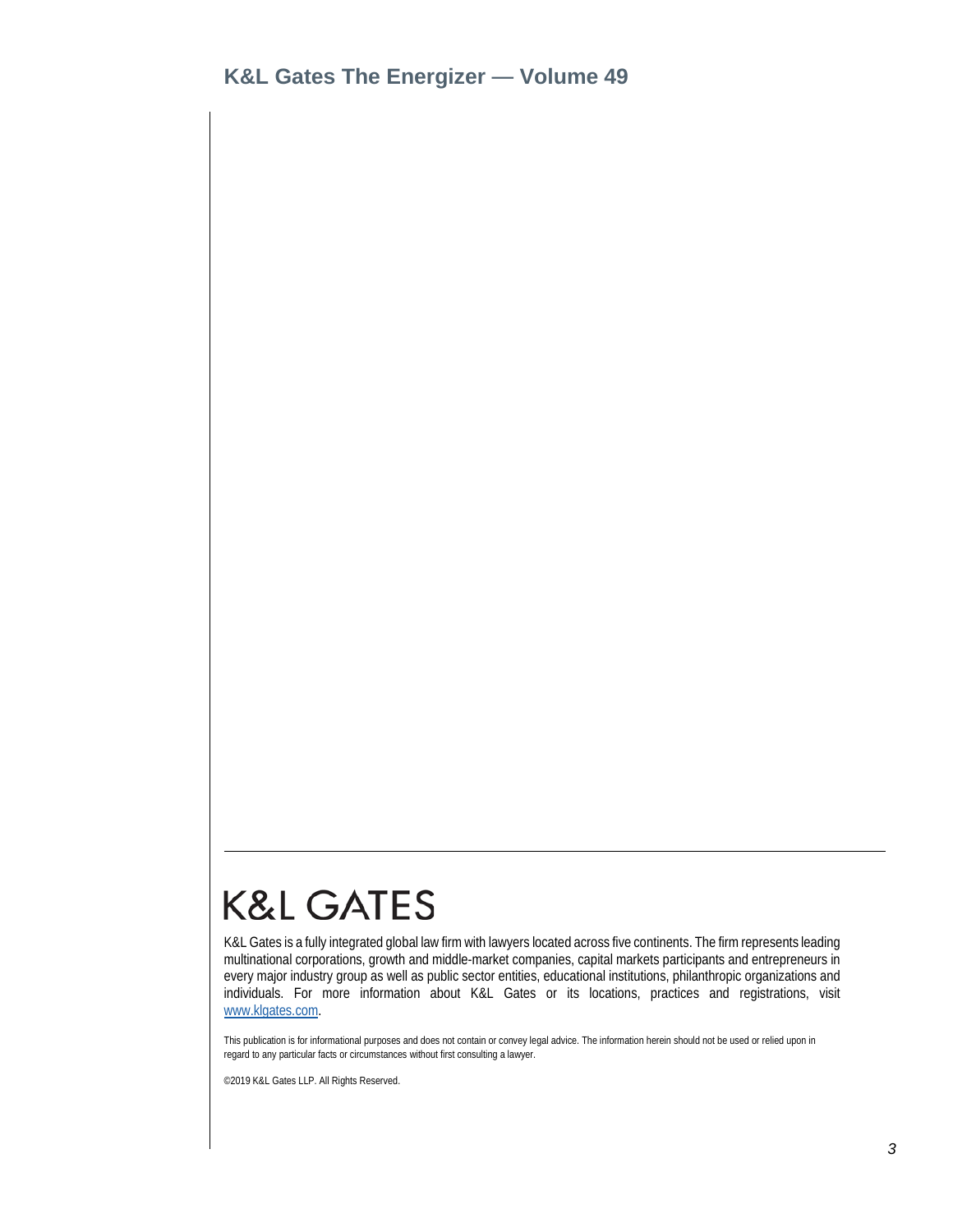K&L GATES

K&L Gates is a fully integrated global law firm with lawyers located across five continents. The firm represents leading multinational corporations, growth and middle-market companies, capital markets participants and entrepreneurs in every major industry group as well as public sector entities, educational institutions, philanthropic organizations and individuals. For more information about K&L Gates or its locations, practices and registrations, visit [www.klgates.com](http://www.klgates.com).

This publication is for informational purposes and does not contain or convey legal advice. The information herein should not be used or relied upon in regard to any particular facts or circumstances without first consulting a lawyer.

©2019 K&L Gates LLP. All Rights Reserved.